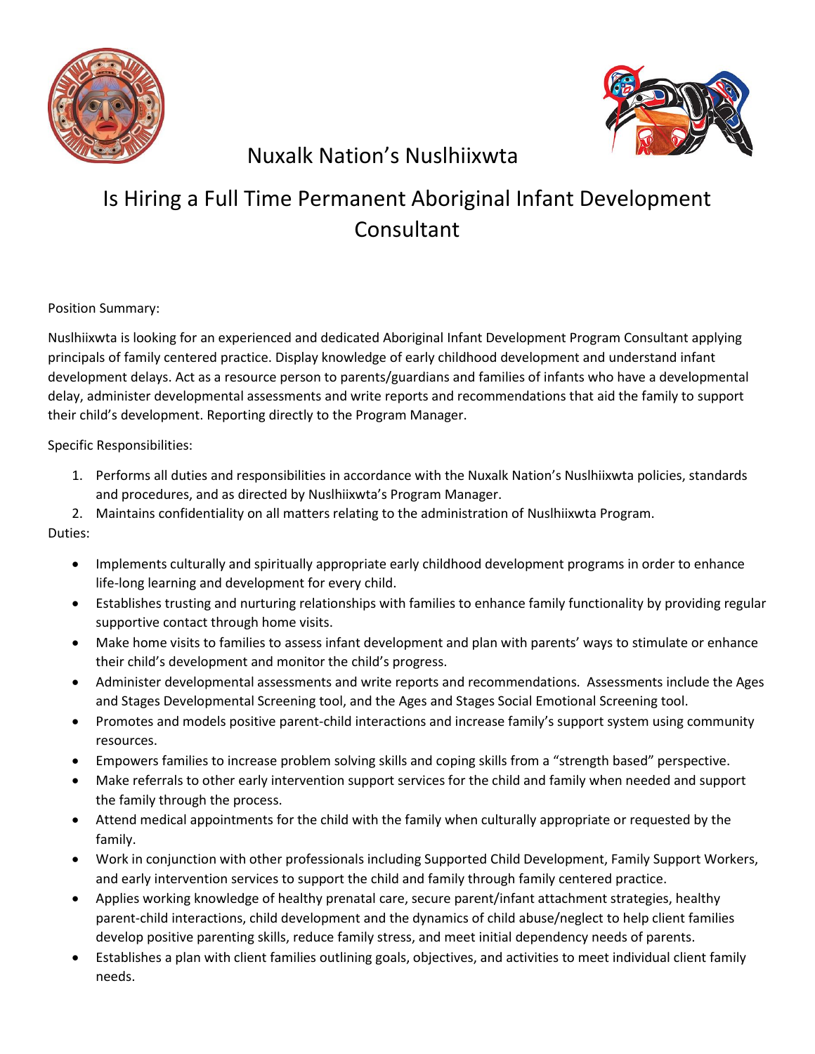# Nuxalk Nation's Nuslhiixwta

# Is Hiring a Full Time Permanent Aboriginal Infant Development Consultant

Position Summary:

Nuslhiixwta is looking for an experienced and dedicated Aboriginal Infant Development Program Consultant applying principals of family centered practice. Display knowledge of early childhood development and understand infant development delays. Act as a resource person to parents/guardians and families of infants who have a developmental delay, administer developmental assessments and write reports and recommendations that aid the family to support their child's development. Reporting directly to the Program Manager.

Specific Responsibilities:

1. Performs all duties and responsibilities in accordance with the Nuxalk Nation's Nuslhiixwta policies, standards and procedures, and as directed by Nuslhiixwta's Program Manager.
2. Maintains confidentiality on all matters relating to the administration of Nuslhiixwta Program.

Duties:

- Implements culturally and spiritually appropriate early childhood development programs in order to enhance life-long learning and development for every child.
- Establishes trusting and nurturing relationships with families to enhance family functionality by providing regular supportive contact through home visits.
- Make home visits to families to assess infant development and plan with parents' ways to stimulate or enhance their child's development and monitor the child's progress.
- Administer developmental assessments and write reports and recommendations. Assessments include the Ages and Stages Developmental Screening tool, and the Ages and Stages Social Emotional Screening tool.
- Promotes and models positive parent-child interactions and increase family's support system using community resources.
- Empowers families to increase problem solving skills and coping skills from a "strength based" perspective.
- Make referrals to other early intervention support services for the child and family when needed and support the family through the process.
- Attend medical appointments for the child with the family when culturally appropriate or requested by the family.
- Work in conjunction with other professionals including Supported Child Development, Family Support Workers, and early intervention services to support the child and family through family centered practice.
- Applies working knowledge of healthy prenatal care, secure parent/infant attachment strategies, healthy parent-child interactions, child development and the dynamics of child abuse/neglect to help client families develop positive parenting skills, reduce family stress, and meet initial dependency needs of parents.
- Establishes a plan with client families outlining goals, objectives, and activities to meet individual client family needs.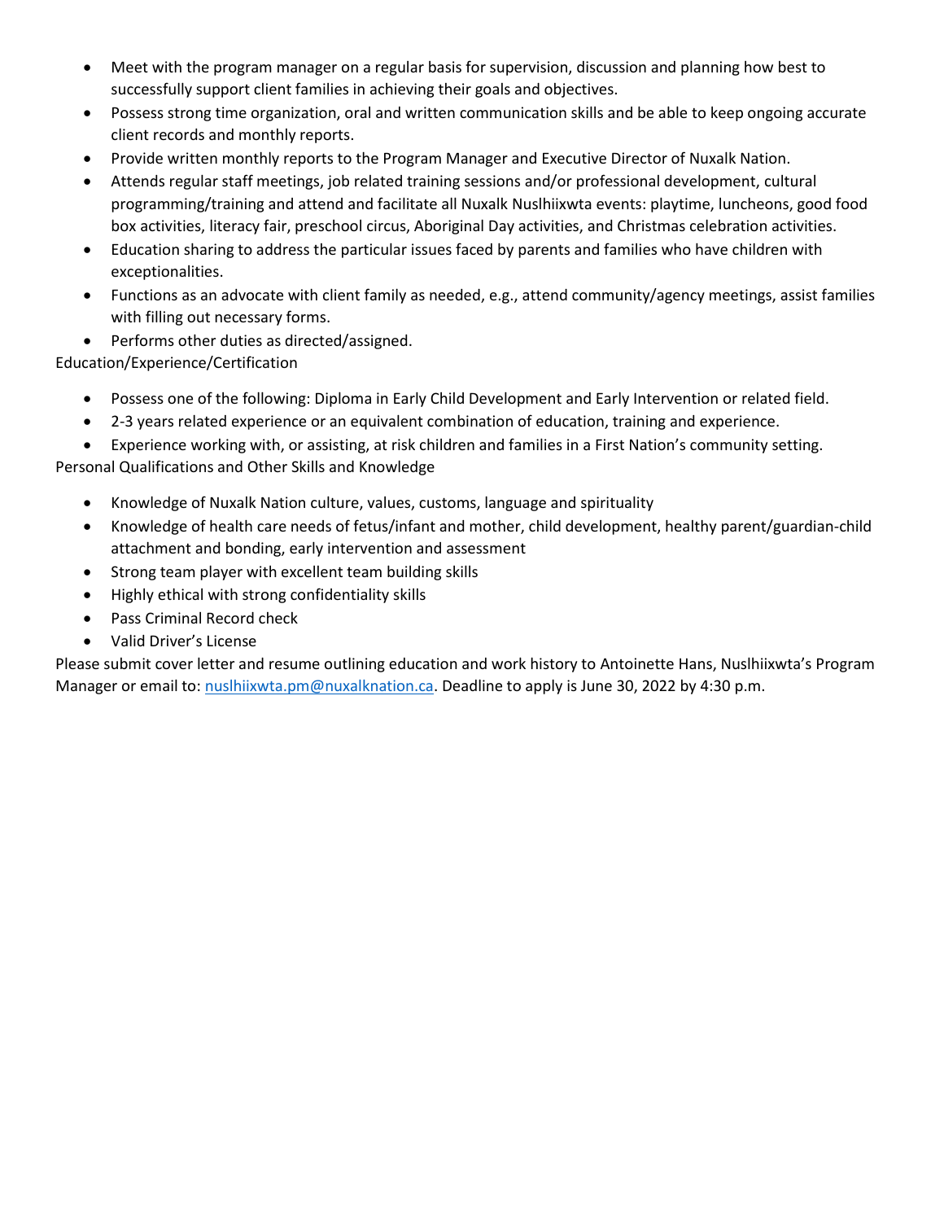- Meet with the program manager on a regular basis for supervision, discussion and planning how best to successfully support client families in achieving their goals and objectives.
- Possess strong time organization, oral and written communication skills and be able to keep ongoing accurate client records and monthly reports.
- Provide written monthly reports to the Program Manager and Executive Director of Nuxalk Nation.
- Attends regular staff meetings, job related training sessions and/or professional development, cultural programming/training and attend and facilitate all Nuxalk Nuslhiixwta events: playtime, luncheons, good food box activities, literacy fair, preschool circus, Aboriginal Day activities, and Christmas celebration activities.
- Education sharing to address the particular issues faced by parents and families who have children with exceptionalities.
- Functions as an advocate with client family as needed, e.g., attend community/agency meetings, assist families with filling out necessary forms.
- Performs other duties as directed/assigned.

Education/Experience/Certification

- Possess one of the following: Diploma in Early Child Development and Early Intervention or related field.
- 2-3 years related experience or an equivalent combination of education, training and experience.
- Experience working with, or assisting, at risk children and families in a First Nation's community setting.

Personal Qualifications and Other Skills and Knowledge

- Knowledge of Nuxalk Nation culture, values, customs, language and spirituality
- Knowledge of health care needs of fetus/infant and mother, child development, healthy parent/guardian-child attachment and bonding, early intervention and assessment
- Strong team player with excellent team building skills
- Highly ethical with strong confidentiality skills
- Pass Criminal Record check
- Valid Driver's License

Please submit cover letter and resume outlining education and work history to Antoinette Hans, Nuslhiixwta's Program Manager or email to: nuslhiixwta.pm@nuxalknation.ca. Deadline to apply is June 30, 2022 by 4:30 p.m.